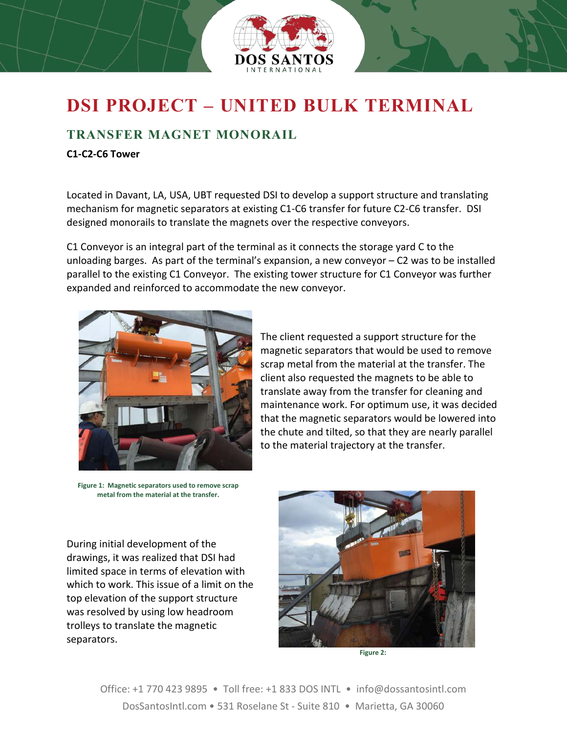# DSI PROJECT – UNITED BULK TERMINAL

## TRANSFER MAGNET MONORAIL

**C1-C2-C6 Tower**

Located in Davant, LA, USA, UBT requested DSI to develop a support structure and translating mechanism for magnetic separators at existing C1-C6 transfer for future C2-C6 transfer. DSI designed monorails to translate the magnets over the respective conveyors.

C1 Conveyor is an integral part of the terminal as it connects the storage yard C to the unloading barges. As part of the terminal's expansion, a new conveyor – C2 was to be installed parallel to the existing C1 Conveyor. The existing tower structure for C1 Conveyor was further expanded and reinforced to accommodate the new conveyor.

**Figure 1: Magnetic separators used to remove scrap metal from the material at the transfer.**

The client requested a support structure for the magnetic separators that would be used to remove scrap metal from the material at the transfer. The client also requested the magnets to be able to translate away from the transfer for cleaning and maintenance work. For optimum use, it was decided that the magnetic separators would be lowered into the chute and tilted, so that they are nearly parallel to the material trajectory at the transfer.

During initial development of the drawings, it was realized that DSI had limited space in terms of elevation with which to work. This issue of a limit on the top elevation of the support structure was resolved by using low headroom trolleys to translate the magnetic separators.

**Figure 2:**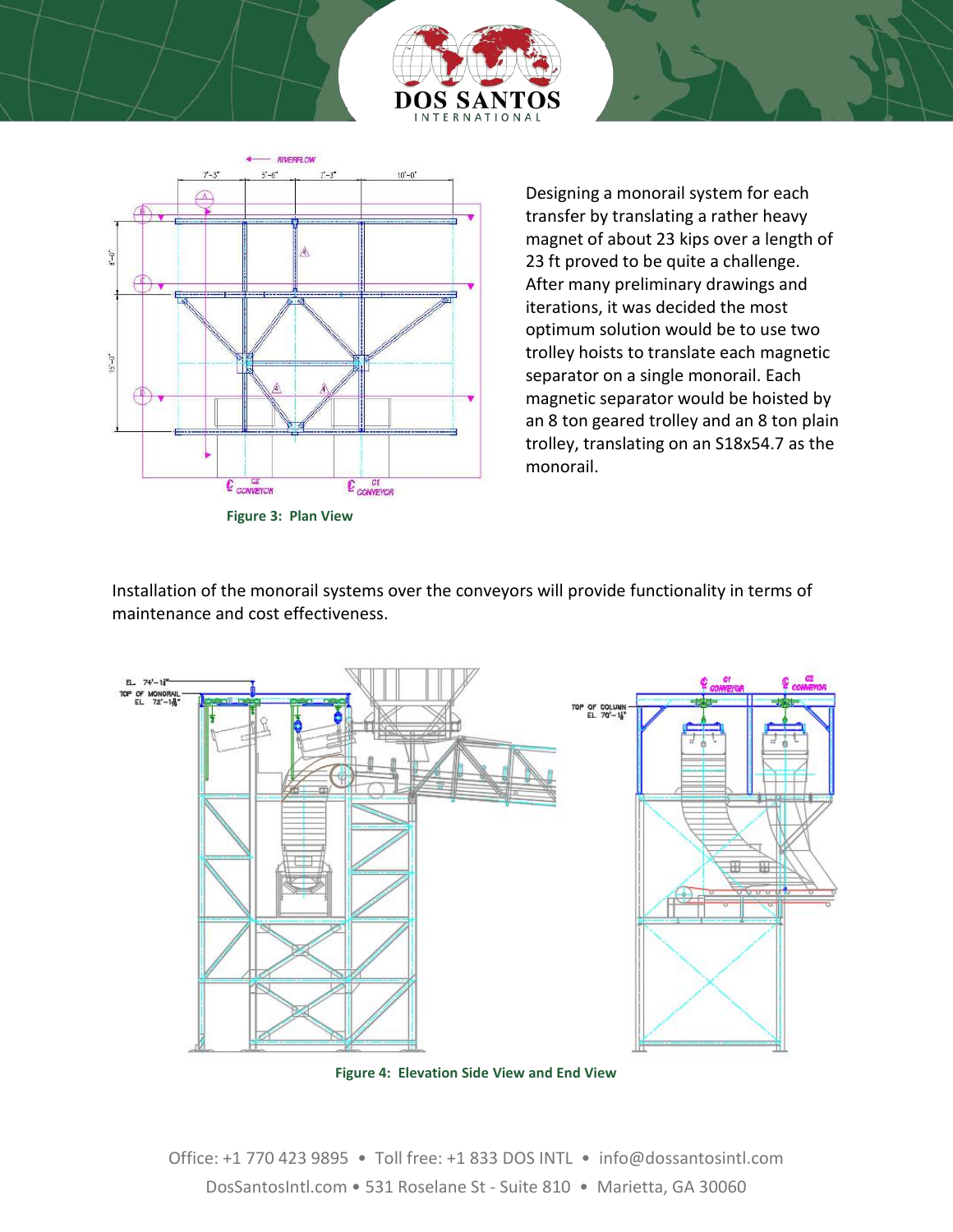Designing a monorail system for each transfer by translating a rather heavy magnet of about 23 kips over a length of 23 ft proved to be quite a challenge. After many preliminary drawings and iterations, it was decided the most optimum solution would be to use two trolley hoists to translate each magnetic separator on a single monorail. Each magnetic separator would be hoisted by an 8 ton geared trolley and an 8 ton plain trolley, translating on an S18x54.7 as the monorail.

Figure 3: Plan View

Installation of the monorail systems over the conveyors will provide functionality in terms of maintenance and cost effectiveness.

Figure 4: Elevation Side View and End View